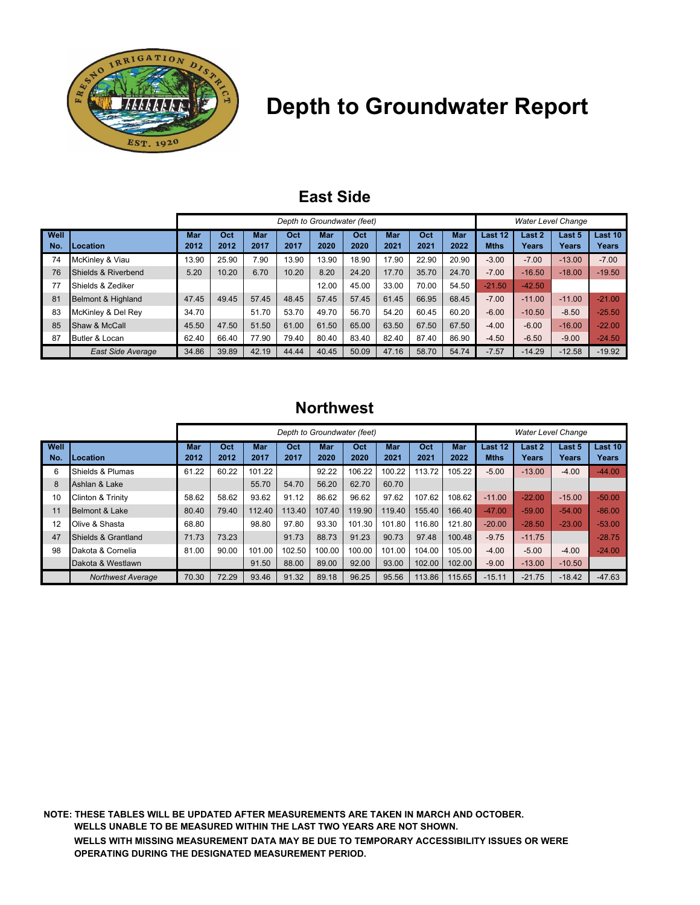# Depth to Groundwater Report

## East Side

| | | Depth to Groundwater (feet) | | | | | | | | | Water Level Change | | | |
|---|---|---|---|---|---|---|---|---|---|---|---|---|---|---|
| Well No. | Location | Mar 2012 | Oct 2012 | Mar 2017 | Oct 2017 | Mar 2020 | Oct 2020 | Mar 2021 | Oct 2021 | Mar 2022 | Last 12 Mths | Last 2 Years | Last 5 Years | Last 10 Years |
| 74 | McKinley & Viau | 13.90 | 25.90 | 7.90 | 13.90 | 13.90 | 18.90 | 17.90 | 22.90 | 20.90 | -3.00 | -7.00 | -13.00 | -7.00 |
| 76 | Shields & Riverbend | 5.20 | 10.20 | 6.70 | 10.20 | 8.20 | 24.20 | 17.70 | 35.70 | 24.70 | -7.00 | -16.50 | -18.00 | -19.50 |
| 77 | Shields & Zediker | | | | | 12.00 | 45.00 | 33.00 | 70.00 | 54.50 | -21.50 | -42.50 | | |
| 81 | Belmont & Highland | 47.45 | 49.45 | 57.45 | 48.45 | 57.45 | 57.45 | 61.45 | 66.95 | 68.45 | -7.00 | -11.00 | -11.00 | -21.00 |
| 83 | McKinley & Del Rey | 34.70 | | 51.70 | 53.70 | 49.70 | 56.70 | 54.20 | 60.45 | 60.20 | -6.00 | -10.50 | -8.50 | -25.50 |
| 85 | Shaw & McCall | 45.50 | 47.50 | 51.50 | 61.00 | 61.50 | 65.00 | 63.50 | 67.50 | 67.50 | -4.00 | -6.00 | -16.00 | -22.00 |
| 87 | Butler & Locan | 62.40 | 66.40 | 77.90 | 79.40 | 80.40 | 83.40 | 82.40 | 87.40 | 86.90 | -4.50 | -6.50 | -9.00 | -24.50 |
| | *East Side Average* | 34.86 | 39.89 | 42.19 | 44.44 | 40.45 | 50.09 | 47.16 | 58.70 | 54.74 | -7.57 | -14.29 | -12.58 | -19.92 |

## Northwest

| | | Depth to Groundwater (feet) | | | | | | | | | Water Level Change | | | |
|---|---|---|---|---|---|---|---|---|---|---|---|---|---|---|
| Well No. | Location | Mar 2012 | Oct 2012 | Mar 2017 | Oct 2017 | Mar 2020 | Oct 2020 | Mar 2021 | Oct 2021 | Mar 2022 | Last 12 Mths | Last 2 Years | Last 5 Years | Last 10 Years |
| 6 | Shields & Plumas | 61.22 | 60.22 | 101.22 | | 92.22 | 106.22 | 100.22 | 113.72 | 105.22 | -5.00 | -13.00 | -4.00 | -44.00 |
| 8 | Ashlan & Lake | | | 55.70 | 54.70 | 56.20 | 62.70 | 60.70 | | | | | | |
| 10 | Clinton & Trinity | 58.62 | 58.62 | 93.62 | 91.12 | 86.62 | 96.62 | 97.62 | 107.62 | 108.62 | -11.00 | -22.00 | -15.00 | -50.00 |
| 11 | Belmont & Lake | 80.40 | 79.40 | 112.40 | 113.40 | 107.40 | 119.90 | 119.40 | 155.40 | 166.40 | -47.00 | -59.00 | -54.00 | -86.00 |
| 12 | Olive & Shasta | 68.80 | | 98.80 | 97.80 | 93.30 | 101.30 | 101.80 | 116.80 | 121.80 | -20.00 | -28.50 | -23.00 | -53.00 |
| 47 | Shields & Grantland | 71.73 | 73.23 | | 91.73 | 88.73 | 91.23 | 90.73 | 97.48 | 100.48 | -9.75 | -11.75 | | -28.75 |
| 98 | Dakota & Cornelia | 81.00 | 90.00 | 101.00 | 102.50 | 100.00 | 100.00 | 101.00 | 104.00 | 105.00 | -4.00 | -5.00 | -4.00 | -24.00 |
| | Dakota & Westlawn | | | 91.50 | 88.00 | 89.00 | 92.00 | 93.00 | 102.00 | 102.00 | -9.00 | -13.00 | -10.50 | |
| | *Northwest Average* | 70.30 | 72.29 | 93.46 | 91.32 | 89.18 | 96.25 | 95.56 | 113.86 | 115.65 | -15.11 | -21.75 | -18.42 | -47.63 |

**NOTE: THESE TABLES WILL BE UPDATED AFTER MEASUREMENTS ARE TAKEN IN MARCH AND OCTOBER. WELLS UNABLE TO BE MEASURED WITHIN THE LAST TWO YEARS ARE NOT SHOWN. WELLS WITH MISSING MEASUREMENT DATA MAY BE DUE TO TEMPORARY ACCESSIBILITY ISSUES OR WERE OPERATING DURING THE DESIGNATED MEASUREMENT PERIOD.**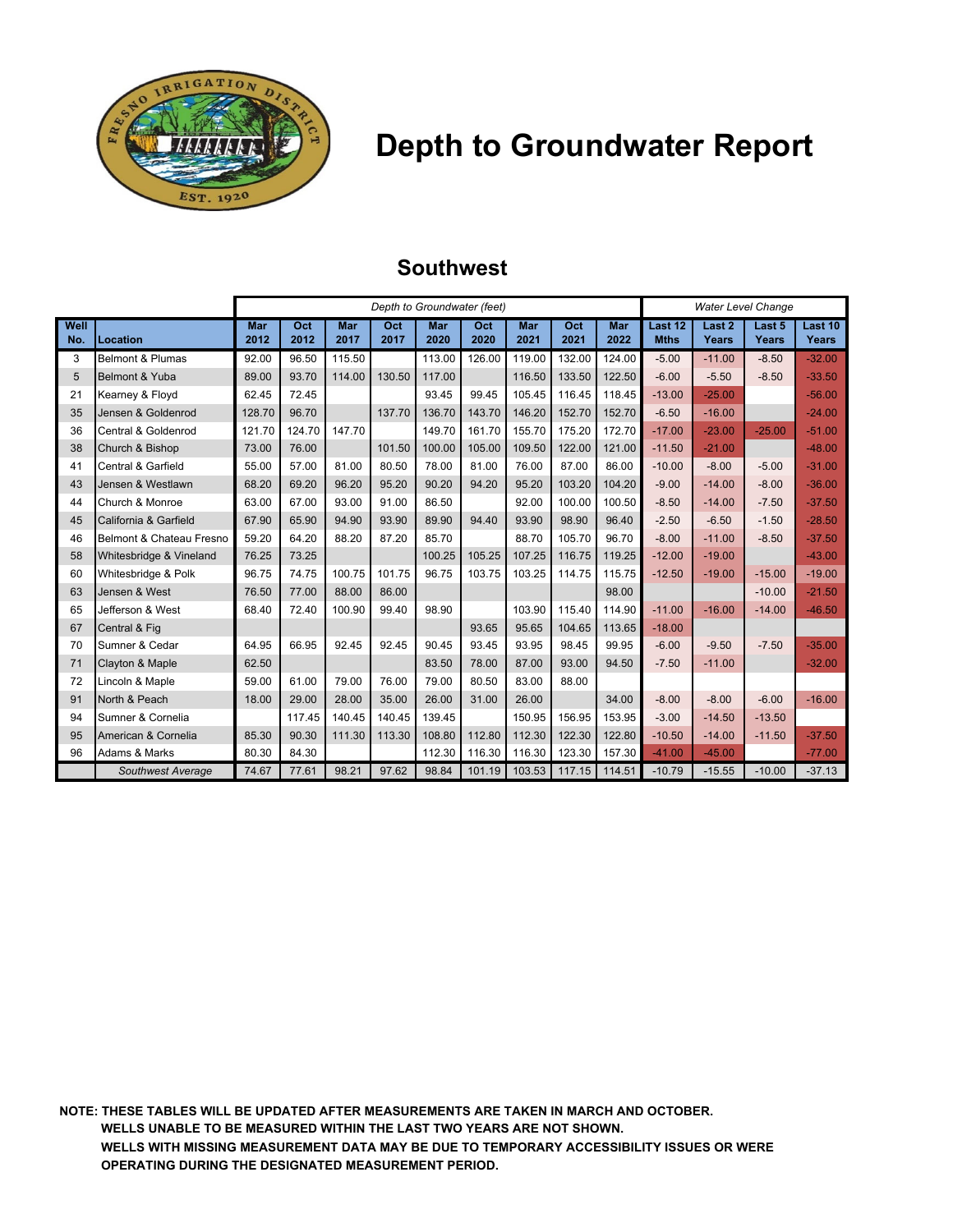# Depth to Groundwater Report

## Southwest

| Well No. | Location | Depth to Groundwater (feet) | | | | | | | | | Water Level Change | | | |
|---|---|---|---|---|---|---|---|---|---|---|---|---|---|---|
| | | Mar 2012 | Oct 2012 | Mar 2017 | Oct 2017 | Mar 2020 | Oct 2020 | Mar 2021 | Oct 2021 | Mar 2022 | Last 12 Mths | Last 2 Years | Last 5 Years | Last 10 Years |
| 3 | Belmont & Plumas | 92.00 | 96.50 | 115.50 | | 113.00 | 126.00 | 119.00 | 132.00 | 124.00 | -5.00 | -11.00 | -8.50 | -32.00 |
| 5 | Belmont & Yuba | 89.00 | 93.70 | 114.00 | 130.50 | 117.00 | | 116.50 | 133.50 | 122.50 | -6.00 | -5.50 | -8.50 | -33.50 |
| 21 | Kearney & Floyd | 62.45 | 72.45 | | | 93.45 | 99.45 | 105.45 | 116.45 | 118.45 | -13.00 | -25.00 | | -56.00 |
| 35 | Jensen & Goldenrod | 128.70 | 96.70 | | 137.70 | 136.70 | 143.70 | 146.20 | 152.70 | 152.70 | -6.50 | -16.00 | | -24.00 |
| 36 | Central & Goldenrod | 121.70 | 124.70 | 147.70 | | 149.70 | 161.70 | 155.70 | 175.20 | 172.70 | -17.00 | -23.00 | -25.00 | -51.00 |
| 38 | Church & Bishop | 73.00 | 76.00 | | 101.50 | 100.00 | 105.00 | 109.50 | 122.00 | 121.00 | -11.50 | -21.00 | | -48.00 |
| 41 | Central & Garfield | 55.00 | 57.00 | 81.00 | 80.50 | 78.00 | 81.00 | 76.00 | 87.00 | 86.00 | -10.00 | -8.00 | -5.00 | -31.00 |
| 43 | Jensen & Westlawn | 68.20 | 69.20 | 96.20 | 95.20 | 90.20 | 94.20 | 95.20 | 103.20 | 104.20 | -9.00 | -14.00 | -8.00 | -36.00 |
| 44 | Church & Monroe | 63.00 | 67.00 | 93.00 | 91.00 | 86.50 | | 92.00 | 100.00 | 100.50 | -8.50 | -14.00 | -7.50 | -37.50 |
| 45 | California & Garfield | 67.90 | 65.90 | 94.90 | 93.90 | 89.90 | 94.40 | 93.90 | 98.90 | 96.40 | -2.50 | -6.50 | -1.50 | -28.50 |
| 46 | Belmont & Chateau Fresno | 59.20 | 64.20 | 88.20 | 87.20 | 85.70 | | 88.70 | 105.70 | 96.70 | -8.00 | -11.00 | -8.50 | -37.50 |
| 58 | Whitesbridge & Vineland | 76.25 | 73.25 | | | 100.25 | 105.25 | 107.25 | 116.75 | 119.25 | -12.00 | -19.00 | | -43.00 |
| 60 | Whitesbridge & Polk | 96.75 | 74.75 | 100.75 | 101.75 | 96.75 | 103.75 | 103.25 | 114.75 | 115.75 | -12.50 | -19.00 | -15.00 | -19.00 |
| 63 | Jensen & West | 76.50 | 77.00 | 88.00 | 86.00 | | | | | 98.00 | | | -10.00 | -21.50 |
| 65 | Jefferson & West | 68.40 | 72.40 | 100.90 | 99.40 | 98.90 | | 103.90 | 115.40 | 114.90 | -11.00 | -16.00 | -14.00 | -46.50 |
| 67 | Central & Fig | | | | | | 93.65 | 95.65 | 104.65 | 113.65 | -18.00 | | | |
| 70 | Sumner & Cedar | 64.95 | 66.95 | 92.45 | 92.45 | 90.45 | 93.45 | 93.95 | 98.45 | 99.95 | -6.00 | -9.50 | -7.50 | -35.00 |
| 71 | Clayton & Maple | 62.50 | | | | 83.50 | 78.00 | 87.00 | 93.00 | 94.50 | -7.50 | -11.00 | | -32.00 |
| 72 | Lincoln & Maple | 59.00 | 61.00 | 79.00 | 76.00 | 79.00 | 80.50 | 83.00 | 88.00 | | | | | |
| 91 | North & Peach | 18.00 | 29.00 | 28.00 | 35.00 | 26.00 | 31.00 | 26.00 | | 34.00 | -8.00 | -8.00 | -6.00 | -16.00 |
| 94 | Sumner & Cornelia | | 117.45 | 140.45 | 140.45 | 139.45 | | 150.95 | 156.95 | 153.95 | -3.00 | -14.50 | -13.50 | |
| 95 | American & Cornelia | 85.30 | 90.30 | 111.30 | 113.30 | 108.80 | 112.80 | 112.30 | 122.30 | 122.80 | -10.50 | -14.00 | -11.50 | -37.50 |
| 96 | Adams & Marks | 80.30 | 84.30 | | | 112.30 | 116.30 | 116.30 | 123.30 | 157.30 | -41.00 | -45.00 | | -77.00 |
| | *Southwest Average* | 74.67 | 77.61 | 98.21 | 97.62 | 98.84 | 101.19 | 103.53 | 117.15 | 114.51 | -10.79 | -15.55 | -10.00 | -37.13 |

**NOTE: THESE TABLES WILL BE UPDATED AFTER MEASUREMENTS ARE TAKEN IN MARCH AND OCTOBER.**
**WELLS UNABLE TO BE MEASURED WITHIN THE LAST TWO YEARS ARE NOT SHOWN.**
**WELLS WITH MISSING MEASUREMENT DATA MAY BE DUE TO TEMPORARY ACCESSIBILITY ISSUES OR WERE OPERATING DURING THE DESIGNATED MEASUREMENT PERIOD.**